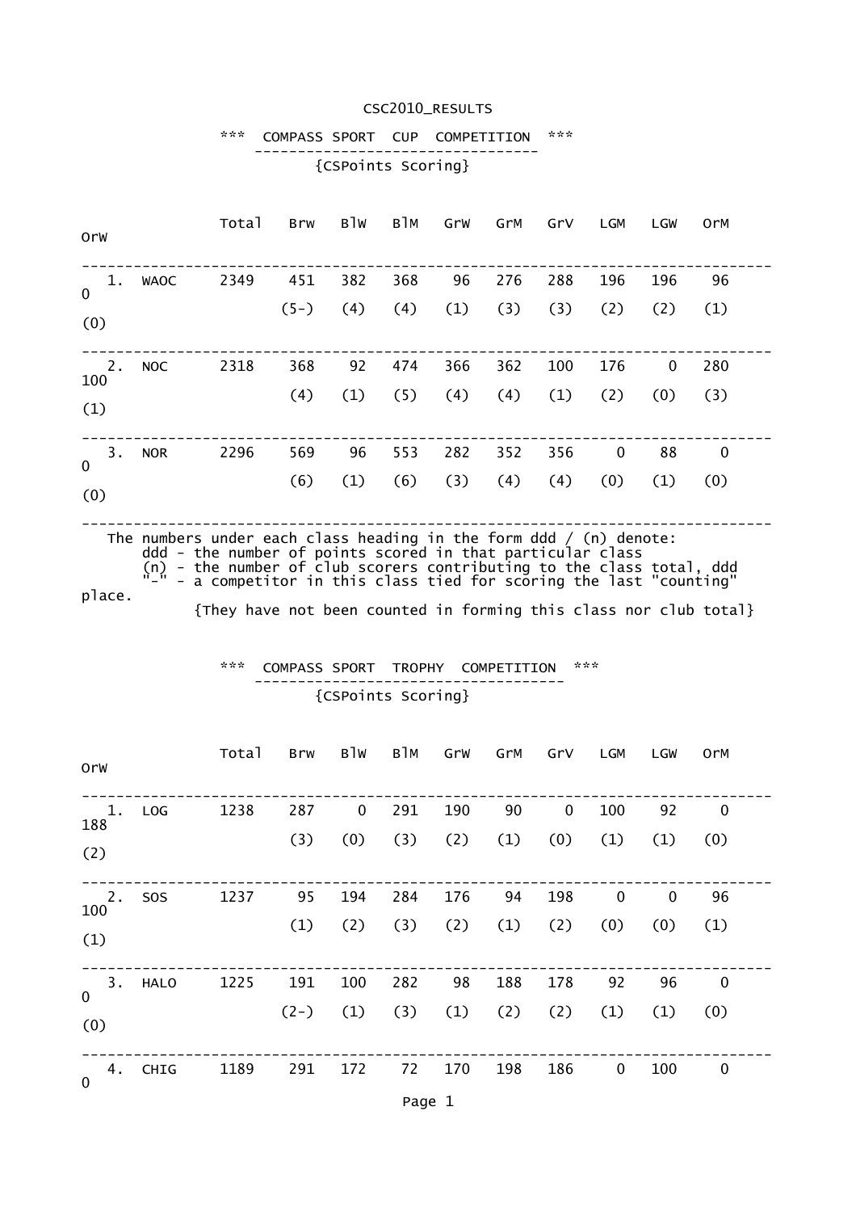CSC2010_RESULTS

## *** COMPASS SPORT CUP COMPETITION ***

{CSPoints Scoring}

| | Club | Total | BrW | BlW | BlM | GrW | GrM | GrV | LGM | LGW | OrM | OrW |
|---|---|---|---|---|---|---|---|---|---|---|---|---|
| 1. | WAOC | 2349 | 451 | 382 | 368 | 96 | 276 | 288 | 196 | 196 | 96 | 0 |
| | | | (5-) | (4) | (4) | (1) | (3) | (3) | (2) | (2) | (1) | (0) |
| 2. | NOC | 2318 | 368 | 92 | 474 | 366 | 362 | 100 | 176 | 0 | 280 | 100 |
| | | | (4) | (1) | (5) | (4) | (4) | (1) | (2) | (0) | (3) | (1) |
| 3. | NOR | 2296 | 569 | 96 | 553 | 282 | 352 | 356 | 0 | 88 | 0 | 0 |
| | | | (6) | (1) | (6) | (3) | (4) | (4) | (0) | (1) | (0) | (0) |

The numbers under each class heading in the form ddd / (n) denote:
- ddd - the number of points scored in that particular class
- (n) - the number of club scorers contributing to the class total, ddd
- "-" - a competitor in this class tied for scoring the last "counting" place.

{They have not been counted in forming this class nor club total}

## *** COMPASS SPORT TROPHY COMPETITION ***

{CSPoints Scoring}

| | Club | Total | BrW | BlW | BlM | GrW | GrM | GrV | LGM | LGW | OrM | OrW |
|---|---|---|---|---|---|---|---|---|---|---|---|---|
| 1. | LOG | 1238 | 287 | 0 | 291 | 190 | 90 | 0 | 100 | 92 | 0 | 188 |
| | | | (3) | (0) | (3) | (2) | (1) | (0) | (1) | (1) | (0) | (2) |
| 2. | SOS | 1237 | 95 | 194 | 284 | 176 | 94 | 198 | 0 | 0 | 96 | 100 |
| | | | (1) | (2) | (3) | (2) | (1) | (2) | (0) | (0) | (1) | (1) |
| 3. | HALO | 1225 | 191 | 100 | 282 | 98 | 188 | 178 | 92 | 96 | 0 | 0 |
| | | | (2-) | (1) | (3) | (1) | (2) | (2) | (1) | (1) | (0) | (0) |
| 4. | CHIG | 1189 | 291 | 172 | 72 | 170 | 198 | 186 | 0 | 100 | 0 | 0 |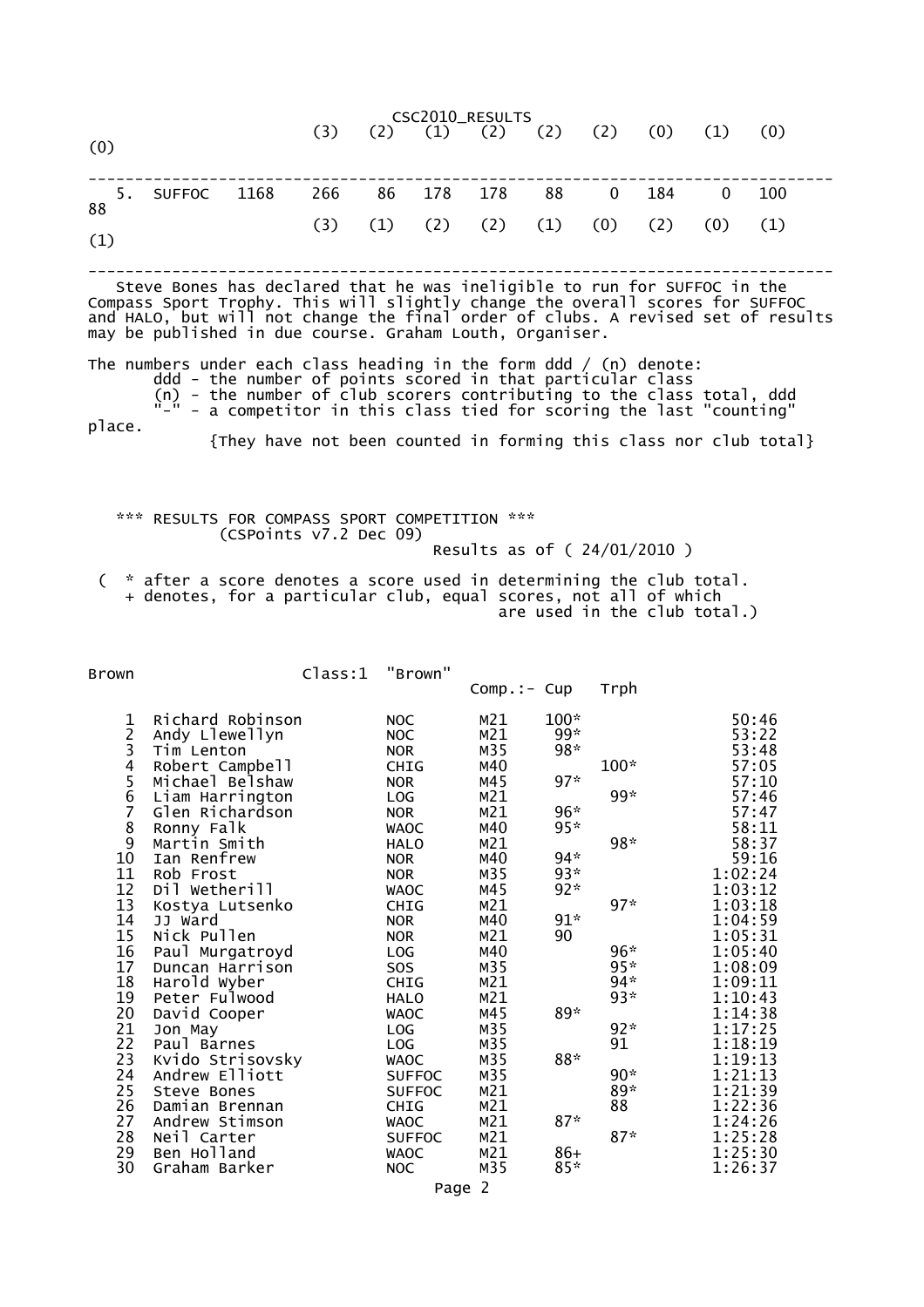(3) (2) (1) (2) (2) (2) (0) (1) (0)
(0)

---

| 5. | SUFFOC | 1168 | 266 | 86 | 178 | 178 | 88 | 0 | 184 | 0 | 100 | 88 |
|---|---|---|---|---|---|---|---|---|---|---|---|---|
| | | | (3) | (1) | (2) | (2) | (1) | (0) | (2) | (0) | (1) | (1) |

---

Steve Bones has declared that he was ineligible to run for SUFFOC in the Compass Sport Trophy. This will slightly change the overall scores for SUFFOC and HALO, but will not change the final order of clubs. A revised set of results may be published in due course. Graham Louth, Organiser.

The numbers under each class heading in the form ddd / (n) denote:
- ddd - the number of points scored in that particular class
- (n) - the number of club scorers contributing to the class total, ddd
- "-" - a competitor in this class tied for scoring the last "counting" place.

{They have not been counted in forming this class nor club total}

*** RESULTS FOR COMPASS SPORT COMPETITION ***
(CSPoints v7.2 Dec 09)
Results as of ( 24/01/2010 )

( * after a score denotes a score used in determining the club total.
+ denotes, for a particular club, equal scores, not all of which are used in the club total.)

Brown Class:1 "Brown"

| | | | Comp.:- | Cup | Trph | |
|---|---|---|---|---|---|---|
| 1 | Richard Robinson | NOC | M21 | 100* | | 50:46 |
| 2 | Andy Llewellyn | NOC | M21 | 99* | | 53:22 |
| 3 | Tim Lenton | NOR | M35 | 98* | | 53:48 |
| 4 | Robert Campbell | CHIG | M40 | | 100* | 57:05 |
| 5 | Michael Belshaw | NOR | M45 | 97* | | 57:10 |
| 6 | Liam Harrington | LOG | M21 | | 99* | 57:46 |
| 7 | Glen Richardson | NOR | M21 | 96* | | 57:47 |
| 8 | Ronny Falk | WAOC | M40 | 95* | | 58:11 |
| 9 | Martin Smith | HALO | M21 | | 98* | 58:37 |
| 10 | Ian Renfrew | NOR | M40 | 94* | | 59:16 |
| 11 | Rob Frost | NOR | M35 | 93* | | 1:02:24 |
| 12 | Dil Wetherill | WAOC | M45 | 92* | | 1:03:12 |
| 13 | Kostya Lutsenko | CHIG | M21 | | 97* | 1:03:18 |
| 14 | JJ Ward | NOR | M40 | 91* | | 1:04:59 |
| 15 | Nick Pullen | NOR | M21 | 90 | | 1:05:31 |
| 16 | Paul Murgatroyd | LOG | M40 | | 96* | 1:05:40 |
| 17 | Duncan Harrison | SOS | M35 | | 95* | 1:08:09 |
| 18 | Harold Wyber | CHIG | M21 | | 94* | 1:09:11 |
| 19 | Peter Fulwood | HALO | M21 | | 93* | 1:10:43 |
| 20 | David Cooper | WAOC | M45 | 89* | | 1:14:38 |
| 21 | Jon May | LOG | M35 | | 92* | 1:17:25 |
| 22 | Paul Barnes | LOG | M35 | | 91 | 1:18:19 |
| 23 | Kvido Strisovsky | WAOC | M35 | 88* | | 1:19:13 |
| 24 | Andrew Elliott | SUFFOC | M35 | | 90* | 1:21:13 |
| 25 | Steve Bones | SUFFOC | M21 | | 89* | 1:21:39 |
| 26 | Damian Brennan | CHIG | M21 | | 88 | 1:22:36 |
| 27 | Andrew Stimson | WAOC | M21 | 87* | | 1:24:26 |
| 28 | Neil Carter | SUFFOC | M21 | | 87* | 1:25:28 |
| 29 | Ben Holland | WAOC | M21 | 86+ | | 1:25:30 |
| 30 | Graham Barker | NOC | M35 | 85* | | 1:26:37 |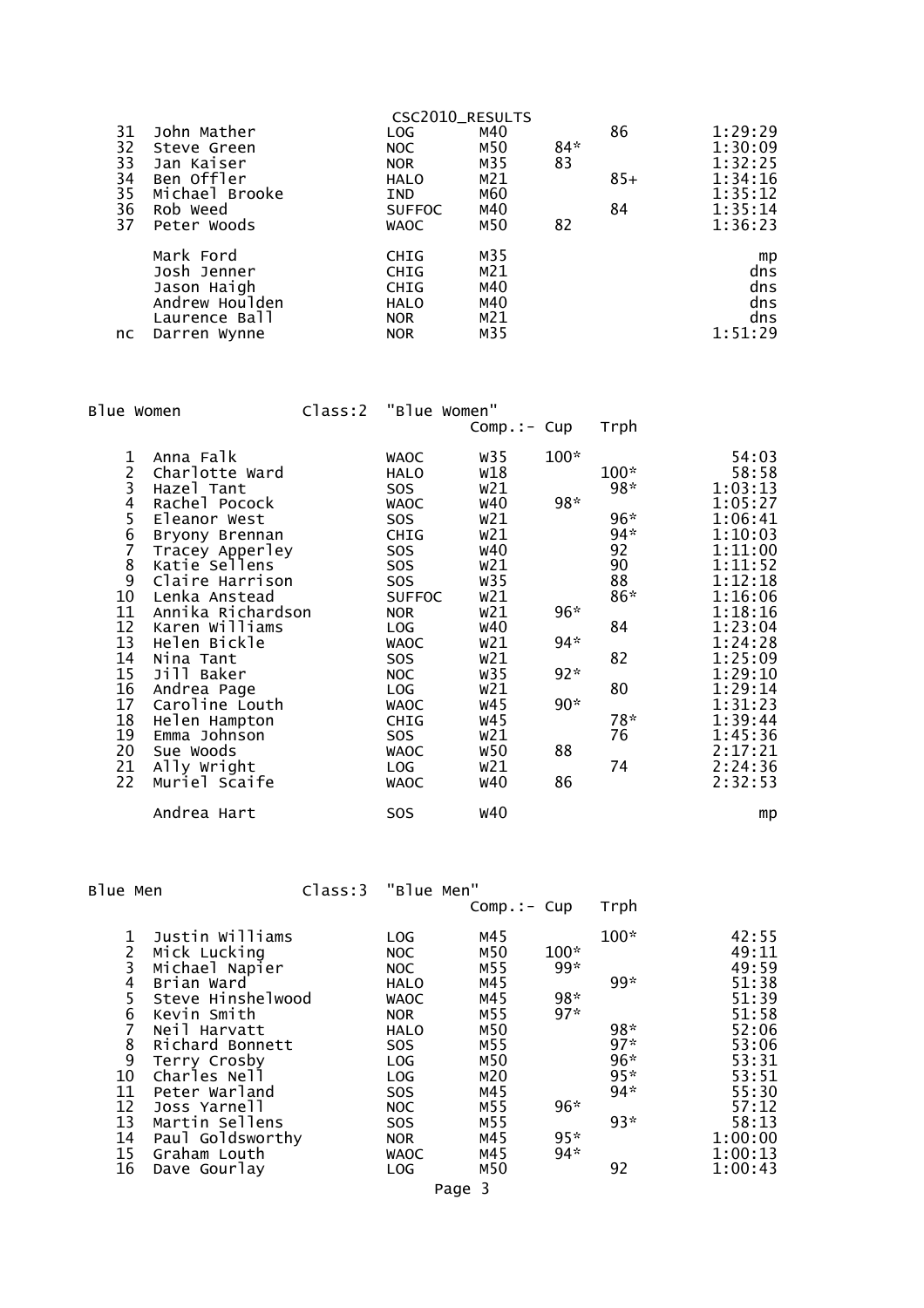| Pos | Name | Club | Class | Cup | Trph | Time |
|---|---|---|---|---|---|---|
| 31 | John Mather | LOG | M40 | | 86 | 1:29:29 |
| 32 | Steve Green | NOC | M50 | 84* | | 1:30:09 |
| 33 | Jan Kaiser | NOR | M35 | 83 | | 1:32:25 |
| 34 | Ben Offler | HALO | M21 | | 85+ | 1:34:16 |
| 35 | Michael Brooke | IND | M60 | | | 1:35:12 |
| 36 | Rob Weed | SUFFOC | M40 | | 84 | 1:35:14 |
| 37 | Peter Woods | WAOC | M50 | 82 | | 1:36:23 |
| | Mark Ford | CHIG | M35 | | | mp |
| | Josh Jenner | CHIG | M21 | | | dns |
| | Jason Haigh | CHIG | M40 | | | dns |
| | Andrew Houlden | HALO | M40 | | | dns |
| | Laurence Ball | NOR | M21 | | | dns |
| nc | Darren Wynne | NOR | M35 | | | 1:51:29 |

## Blue Women — Class:2 "Blue Women"

| Pos | Name | Club | Comp.:- | Cup | Trph | Time |
|---|---|---|---|---|---|---|
| 1 | Anna Falk | WAOC | W35 | 100* | | 54:03 |
| 2 | Charlotte Ward | HALO | W18 | | 100* | 58:58 |
| 3 | Hazel Tant | SOS | W21 | | 98* | 1:03:13 |
| 4 | Rachel Pocock | WAOC | W40 | 98* | | 1:05:27 |
| 5 | Eleanor West | SOS | W21 | | 96* | 1:06:41 |
| 6 | Bryony Brennan | CHIG | W21 | | 94* | 1:10:03 |
| 7 | Tracey Apperley | SOS | W40 | | 92 | 1:11:00 |
| 8 | Katie Sellens | SOS | W21 | | 90 | 1:11:52 |
| 9 | Claire Harrison | SOS | W35 | | 88 | 1:12:18 |
| 10 | Lenka Anstead | SUFFOC | W21 | | 86* | 1:16:06 |
| 11 | Annika Richardson | NOR | W21 | 96* | | 1:18:16 |
| 12 | Karen Williams | LOG | W40 | | 84 | 1:23:04 |
| 13 | Helen Bickle | WAOC | W21 | 94* | | 1:24:28 |
| 14 | Nina Tant | SOS | W21 | | 82 | 1:25:09 |
| 15 | Jill Baker | NOC | W35 | 92* | | 1:29:10 |
| 16 | Andrea Page | LOG | W21 | | 80 | 1:29:14 |
| 17 | Caroline Louth | WAOC | W45 | 90* | | 1:31:23 |
| 18 | Helen Hampton | CHIG | W45 | | 78* | 1:39:44 |
| 19 | Emma Johnson | SOS | W21 | | 76 | 1:45:36 |
| 20 | Sue Woods | WAOC | W50 | 88 | | 2:17:21 |
| 21 | Ally Wright | LOG | W21 | | 74 | 2:24:36 |
| 22 | Muriel Scaife | WAOC | W40 | 86 | | 2:32:53 |
| | Andrea Hart | SOS | W40 | | | mp |

## Blue Men — Class:3 "Blue Men"

| Pos | Name | Club | Comp.:- | Cup | Trph | Time |
|---|---|---|---|---|---|---|
| 1 | Justin Williams | LOG | M45 | | 100* | 42:55 |
| 2 | Mick Lucking | NOC | M50 | 100* | | 49:11 |
| 3 | Michael Napier | NOC | M55 | 99* | | 49:59 |
| 4 | Brian Ward | HALO | M45 | | 99* | 51:38 |
| 5 | Steve Hinshelwood | WAOC | M45 | 98* | | 51:39 |
| 6 | Kevin Smith | NOR | M55 | 97* | | 51:58 |
| 7 | Neil Harvatt | HALO | M50 | | 98* | 52:06 |
| 8 | Richard Bonnett | SOS | M55 | | 97* | 53:06 |
| 9 | Terry Crosby | LOG | M50 | | 96* | 53:31 |
| 10 | Charles Nell | LOG | M20 | | 95* | 53:51 |
| 11 | Peter Warland | SOS | M45 | | 94* | 55:30 |
| 12 | Joss Yarnell | NOC | M55 | 96* | | 57:12 |
| 13 | Martin Sellens | SOS | M55 | | 93* | 58:13 |
| 14 | Paul Goldsworthy | NOR | M45 | 95* | | 1:00:00 |
| 15 | Graham Louth | WAOC | M45 | 94* | | 1:00:13 |
| 16 | Dave Gourlay | LOG | M50 | | 92 | 1:00:43 |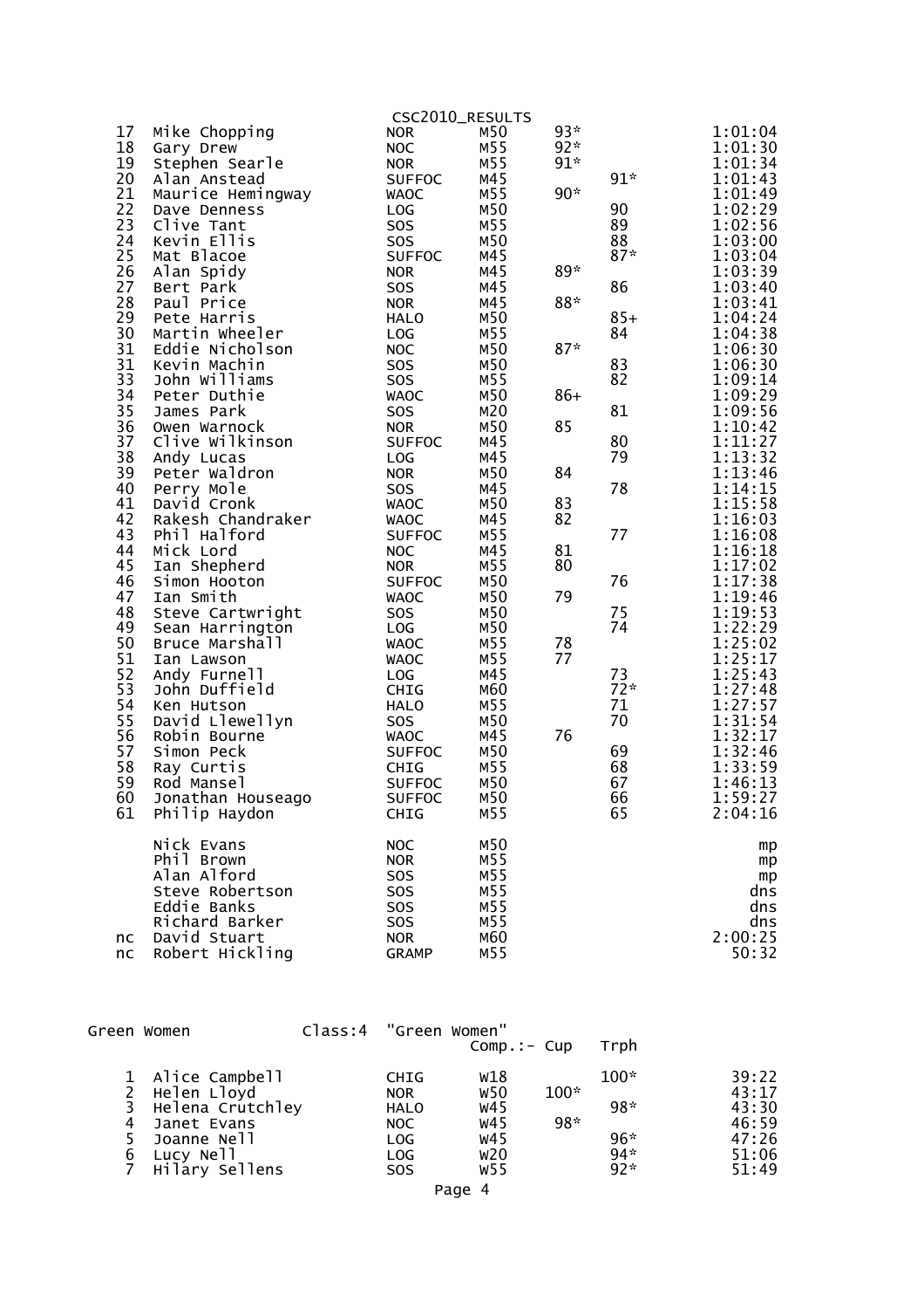CSC2010_RESULTS

| Pos | Name | Club | Class | Cup | Trph | Time |
|---|---|---|---|---|---|---|
| 17 | Mike Chopping | NOR | M50 | 93* | | 1:01:04 |
| 18 | Gary Drew | NOC | M55 | 92* | | 1:01:30 |
| 19 | Stephen Searle | NOR | M55 | 91* | | 1:01:34 |
| 20 | Alan Anstead | SUFFOC | M45 | | 91* | 1:01:43 |
| 21 | Maurice Hemingway | WAOC | M55 | 90* | | 1:01:49 |
| 22 | Dave Denness | LOG | M50 | | 90 | 1:02:29 |
| 23 | Clive Tant | SOS | M55 | | 89 | 1:02:56 |
| 24 | Kevin Ellis | SOS | M50 | | 88 | 1:03:00 |
| 25 | Mat Blacoe | SUFFOC | M45 | | 87* | 1:03:04 |
| 26 | Alan Spidy | NOR | M45 | 89* | | 1:03:39 |
| 27 | Bert Park | SOS | M45 | | 86 | 1:03:40 |
| 28 | Paul Price | NOR | M45 | 88* | | 1:03:41 |
| 29 | Pete Harris | HALO | M50 | | 85+ | 1:04:24 |
| 30 | Martin Wheeler | LOG | M55 | | 84 | 1:04:38 |
| 31 | Eddie Nicholson | NOC | M50 | 87* | | 1:06:30 |
| 31 | Kevin Machin | SOS | M50 | | 83 | 1:06:30 |
| 33 | John Williams | SOS | M55 | | 82 | 1:09:14 |
| 34 | Peter Duthie | WAOC | M50 | 86+ | | 1:09:29 |
| 35 | James Park | SOS | M20 | | 81 | 1:09:56 |
| 36 | Owen Warnock | NOR | M50 | 85 | | 1:10:42 |
| 37 | Clive Wilkinson | SUFFOC | M45 | | 80 | 1:11:27 |
| 38 | Andy Lucas | LOG | M45 | | 79 | 1:13:32 |
| 39 | Peter Waldron | NOR | M50 | 84 | | 1:13:46 |
| 40 | Perry Mole | SOS | M45 | | 78 | 1:14:15 |
| 41 | David Cronk | WAOC | M50 | 83 | | 1:15:58 |
| 42 | Rakesh Chandraker | WAOC | M45 | 82 | | 1:16:03 |
| 43 | Phil Halford | SUFFOC | M55 | | 77 | 1:16:08 |
| 44 | Mick Lord | NOC | M45 | 81 | | 1:16:18 |
| 45 | Ian Shepherd | NOR | M55 | 80 | | 1:17:02 |
| 46 | Simon Hooton | SUFFOC | M50 | | 76 | 1:17:38 |
| 47 | Ian Smith | WAOC | M50 | 79 | | 1:19:46 |
| 48 | Steve Cartwright | SOS | M50 | | 75 | 1:19:53 |
| 49 | Sean Harrington | LOG | M50 | | 74 | 1:22:29 |
| 50 | Bruce Marshall | WAOC | M55 | 78 | | 1:25:02 |
| 51 | Ian Lawson | WAOC | M55 | 77 | | 1:25:17 |
| 52 | Andy Furnell | LOG | M45 | | 73 | 1:25:43 |
| 53 | John Duffield | CHIG | M60 | | 72* | 1:27:48 |
| 54 | Ken Hutson | HALO | M55 | | 71 | 1:27:57 |
| 55 | David Llewellyn | SOS | M50 | | 70 | 1:31:54 |
| 56 | Robin Bourne | WAOC | M45 | 76 | | 1:32:17 |
| 57 | Simon Peck | SUFFOC | M50 | | 69 | 1:32:46 |
| 58 | Ray Curtis | CHIG | M55 | | 68 | 1:33:59 |
| 59 | Rod Mansel | SUFFOC | M50 | | 67 | 1:46:13 |
| 60 | Jonathan Houseago | SUFFOC | M50 | | 66 | 1:59:27 |
| 61 | Philip Haydon | CHIG | M55 | | 65 | 2:04:16 |
| | Nick Evans | NOC | M50 | | | mp |
| | Phil Brown | NOR | M55 | | | mp |
| | Alan Alford | SOS | M55 | | | mp |
| | Steve Robertson | SOS | M55 | | | dns |
| | Eddie Banks | SOS | M55 | | | dns |
| | Richard Barker | SOS | M55 | | | dns |
| nc | David Stuart | NOR | M60 | | | 2:00:25 |
| nc | Robert Hickling | GRAMP | M55 | | | 50:32 |

Green Women Class:4 "Green Women"

| Pos | Name | Club | Class | Comp.:- Cup | Trph | Time |
|---|---|---|---|---|---|---|
| 1 | Alice Campbell | CHIG | W18 | | 100* | 39:22 |
| 2 | Helen Lloyd | NOR | W50 | 100* | | 43:17 |
| 3 | Helena Crutchley | HALO | W45 | | 98* | 43:30 |
| 4 | Janet Evans | NOC | W45 | 98* | | 46:59 |
| 5 | Joanne Nell | LOG | W45 | | 96* | 47:26 |
| 6 | Lucy Nell | LOG | W20 | | 94* | 51:06 |
| 7 | Hilary Sellens | SOS | W55 | | 92* | 51:49 |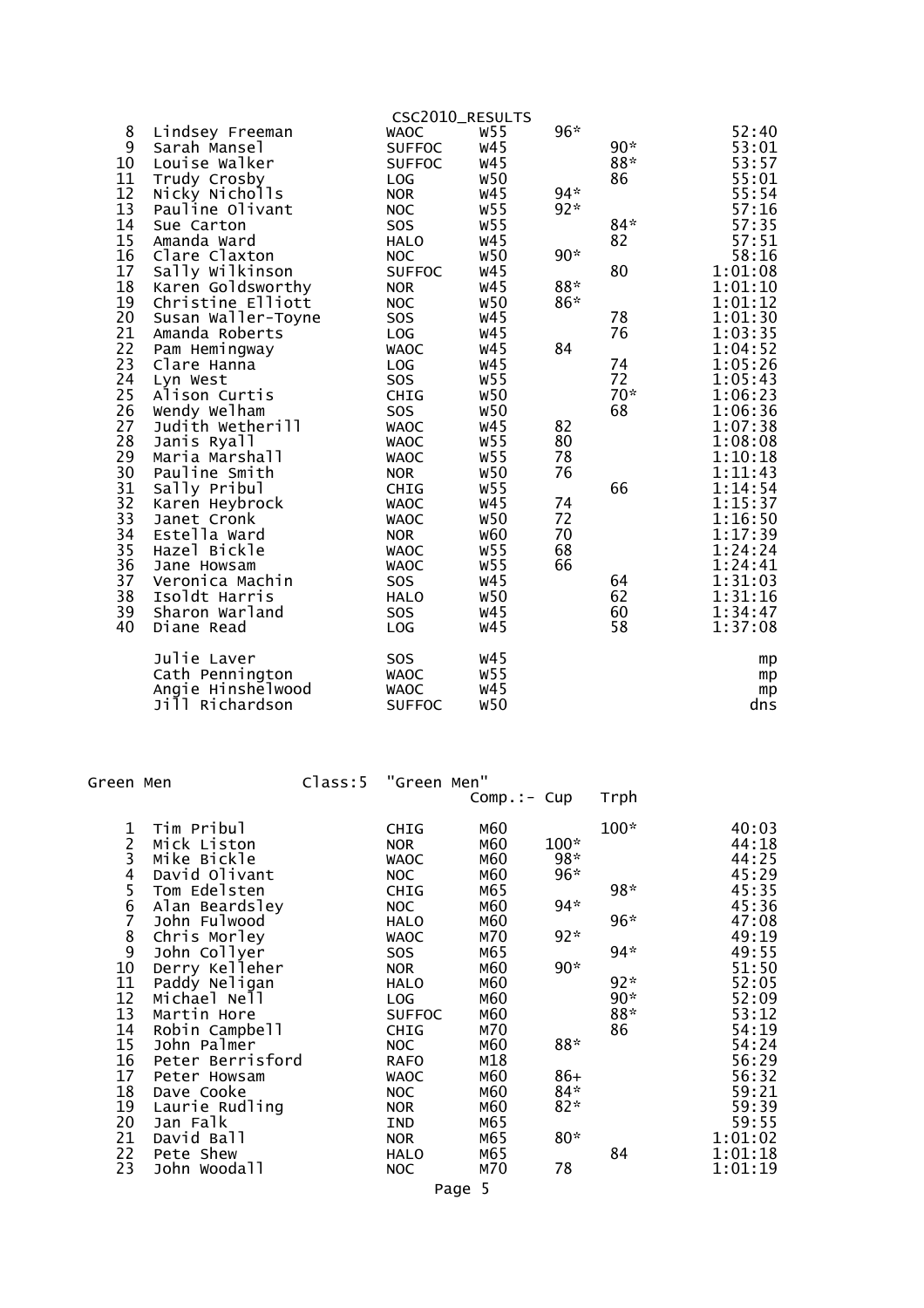| Pos | Name | Club | Class | Cup | Trph | Time |
|---|---|---|---|---|---|---|
| 8 | Lindsey Freeman | WAOC | W55 | 96* | | 52:40 |
| 9 | Sarah Mansel | SUFFOC | W45 | | 90* | 53:01 |
| 10 | Louise Walker | SUFFOC | W45 | | 88* | 53:57 |
| 11 | Trudy Crosby | LOG | W50 | | 86 | 55:01 |
| 12 | Nicky Nicholls | NOR | W45 | 94* | | 55:54 |
| 13 | Pauline Olivant | NOC | W55 | 92* | | 57:16 |
| 14 | Sue Carton | SOS | W55 | | 84* | 57:35 |
| 15 | Amanda Ward | HALO | W45 | | 82 | 57:51 |
| 16 | Clare Claxton | NOC | W50 | 90* | | 58:16 |
| 17 | Sally Wilkinson | SUFFOC | W45 | | 80 | 1:01:08 |
| 18 | Karen Goldsworthy | NOR | W45 | 88* | | 1:01:10 |
| 19 | Christine Elliott | NOC | W50 | 86* | | 1:01:12 |
| 20 | Susan Waller-Toyne | SOS | W45 | | 78 | 1:01:30 |
| 21 | Amanda Roberts | LOG | W45 | | 76 | 1:03:35 |
| 22 | Pam Hemingway | WAOC | W45 | 84 | | 1:04:52 |
| 23 | Clare Hanna | LOG | W45 | | 74 | 1:05:26 |
| 24 | Lyn West | SOS | W55 | | 72 | 1:05:43 |
| 25 | Alison Curtis | CHIG | W50 | | 70* | 1:06:23 |
| 26 | Wendy Welham | SOS | W50 | | 68 | 1:06:36 |
| 27 | Judith Wetherill | WAOC | W45 | 82 | | 1:07:38 |
| 28 | Janis Ryall | WAOC | W55 | 80 | | 1:08:08 |
| 29 | Maria Marshall | WAOC | W55 | 78 | | 1:10:18 |
| 30 | Pauline Smith | NOR | W50 | 76 | | 1:11:43 |
| 31 | Sally Pribul | CHIG | W55 | | 66 | 1:14:54 |
| 32 | Karen Heybrock | WAOC | W45 | 74 | | 1:15:37 |
| 33 | Janet Cronk | WAOC | W50 | 72 | | 1:16:50 |
| 34 | Estella Ward | NOR | W60 | 70 | | 1:17:39 |
| 35 | Hazel Bickle | WAOC | W55 | 68 | | 1:24:24 |
| 36 | Jane Howsam | WAOC | W55 | 66 | | 1:24:41 |
| 37 | Veronica Machin | SOS | W45 | | 64 | 1:31:03 |
| 38 | Isoldt Harris | HALO | W50 | | 62 | 1:31:16 |
| 39 | Sharon Warland | SOS | W45 | | 60 | 1:34:47 |
| 40 | Diane Read | LOG | W45 | | 58 | 1:37:08 |
| | Julie Laver | SOS | W45 | | | mp |
| | Cath Pennington | WAOC | W55 | | | mp |
| | Angie Hinshelwood | WAOC | W45 | | | mp |
| | Jill Richardson | SUFFOC | W50 | | | dns |

Green Men Class:5 "Green Men"

| Pos | Name | Club | Comp.:- | Cup | Trph | Time |
|---|---|---|---|---|---|---|
| 1 | Tim Pribul | CHIG | M60 | | 100* | 40:03 |
| 2 | Mick Liston | NOR | M60 | 100* | | 44:18 |
| 3 | Mike Bickle | WAOC | M60 | 98* | | 44:25 |
| 4 | David Olivant | NOC | M60 | 96* | | 45:29 |
| 5 | Tom Edelsten | CHIG | M65 | | 98* | 45:35 |
| 6 | Alan Beardsley | NOC | M60 | 94* | | 45:36 |
| 7 | John Fulwood | HALO | M60 | | 96* | 47:08 |
| 8 | Chris Morley | WAOC | M70 | 92* | | 49:19 |
| 9 | John Collyer | SOS | M65 | | 94* | 49:55 |
| 10 | Derry Kelleher | NOR | M60 | 90* | | 51:50 |
| 11 | Paddy Neligan | HALO | M60 | | 92* | 52:05 |
| 12 | Michael Nell | LOG | M60 | | 90* | 52:09 |
| 13 | Martin Hore | SUFFOC | M60 | | 88* | 53:12 |
| 14 | Robin Campbell | CHIG | M70 | | 86 | 54:19 |
| 15 | John Palmer | NOC | M60 | 88* | | 54:24 |
| 16 | Peter Berrisford | RAFO | M18 | | | 56:29 |
| 17 | Peter Howsam | WAOC | M60 | 86+ | | 56:32 |
| 18 | Dave Cooke | NOC | M60 | 84* | | 59:21 |
| 19 | Laurie Rudling | NOR | M60 | 82* | | 59:39 |
| 20 | Jan Falk | IND | M65 | | | 59:55 |
| 21 | David Ball | NOR | M65 | 80* | | 1:01:02 |
| 22 | Pete Shew | HALO | M65 | | 84 | 1:01:18 |
| 23 | John Woodall | NOC | M70 | 78 | | 1:01:19 |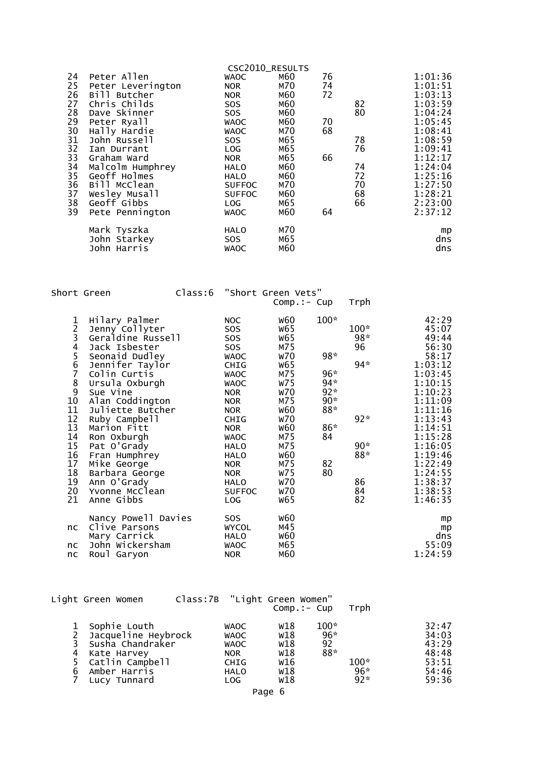| Pos | Name | Club | Class | Cup | Trph | Time |
|---|---|---|---|---|---|---|
| 24 | Peter Allen | WAOC | M60 | 76 | | 1:01:36 |
| 25 | Peter Leverington | NOR | M70 | 74 | | 1:01:51 |
| 26 | Bill Butcher | NOR | M60 | 72 | | 1:03:13 |
| 27 | Chris Childs | SOS | M60 | | 82 | 1:03:59 |
| 28 | Dave Skinner | SOS | M60 | | 80 | 1:04:24 |
| 29 | Peter Ryall | WAOC | M60 | 70 | | 1:05:45 |
| 30 | Hally Hardie | WAOC | M70 | 68 | | 1:08:41 |
| 31 | John Russell | SOS | M65 | | 78 | 1:08:59 |
| 32 | Ian Durrant | LOG | M65 | | 76 | 1:09:41 |
| 33 | Graham Ward | NOR | M65 | 66 | | 1:12:17 |
| 34 | Malcolm Humphrey | HALO | M60 | | 74 | 1:24:04 |
| 35 | Geoff Holmes | HALO | M60 | | 72 | 1:25:16 |
| 36 | Bill McClean | SUFFOC | M70 | | 70 | 1:27:50 |
| 37 | Wesley Musall | SUFFOC | M60 | | 68 | 1:28:21 |
| 38 | Geoff Gibbs | LOG | M65 | | 66 | 2:23:00 |
| 39 | Pete Pennington | WAOC | M60 | 64 | | 2:37:12 |
| | Mark Tyszka | HALO | M70 | | | mp |
| | John Starkey | SOS | M65 | | | dns |
| | John Harris | WAOC | M60 | | | dns |

## Short Green — Class:6 "Short Green Vets"

| Pos | Name | Club | Class | Comp.:- Cup | Trph | Time |
|---|---|---|---|---|---|---|
| 1 | Hilary Palmer | NOC | W60 | 100* | | 42:29 |
| 2 | Jenny Collyter | SOS | W65 | | 100* | 45:07 |
| 3 | Geraldine Russell | SOS | W65 | | 98* | 49:44 |
| 4 | Jack Isbester | SOS | M75 | | 96 | 56:30 |
| 5 | Seonaid Dudley | WAOC | W70 | 98* | | 58:17 |
| 6 | Jennifer Taylor | CHIG | W65 | | 94* | 1:03:12 |
| 7 | Colin Curtis | WAOC | M75 | 96* | | 1:03:45 |
| 8 | Ursula Oxburgh | WAOC | W75 | 94* | | 1:10:15 |
| 9 | Sue Vine | NOR | W70 | 92* | | 1:10:23 |
| 10 | Alan Coddington | NOR | M75 | 90* | | 1:11:09 |
| 11 | Juliette Butcher | NOR | W60 | 88* | | 1:11:16 |
| 12 | Ruby Campbell | CHIG | W70 | | 92* | 1:13:43 |
| 13 | Marion Fitt | NOR | W60 | 86* | | 1:14:51 |
| 14 | Ron Oxburgh | WAOC | M75 | 84 | | 1:15:28 |
| 15 | Pat O'Grady | HALO | M75 | | 90* | 1:16:05 |
| 16 | Fran Humphrey | HALO | W60 | | 88* | 1:19:46 |
| 17 | Mike George | NOR | M75 | 82 | | 1:22:49 |
| 18 | Barbara George | NOR | W75 | 80 | | 1:24:55 |
| 19 | Ann O'Grady | HALO | W70 | | 86 | 1:38:37 |
| 20 | Yvonne McClean | SUFFOC | W70 | | 84 | 1:38:53 |
| 21 | Anne Gibbs | LOG | W65 | | 82 | 1:46:35 |
| | Nancy Powell Davies | SOS | W60 | | | mp |
| nc | Clive Parsons | WYCOL | M45 | | | mp |
| | Mary Carrick | HALO | W60 | | | dns |
| nc | John Wickersham | WAOC | M65 | | | 55:09 |
| nc | Roul Garyon | NOR | M60 | | | 1:24:59 |

## Light Green Women — Class:7B "Light Green Women"

| Pos | Name | Club | Class | Comp.:- Cup | Trph | Time |
|---|---|---|---|---|---|---|
| 1 | Sophie Louth | WAOC | W18 | 100* | | 32:47 |
| 2 | Jacqueline Heybrock | WAOC | W18 | 96* | | 34:03 |
| 3 | Susha Chandraker | WAOC | W18 | 92 | | 43:29 |
| 4 | Kate Harvey | NOR | W18 | 88* | | 48:48 |
| 5 | Catlin Campbell | CHIG | W16 | | 100* | 53:51 |
| 6 | Amber Harris | HALO | W18 | | 96* | 54:46 |
| 7 | Lucy Tunnard | LOG | W18 | | 92* | 59:36 |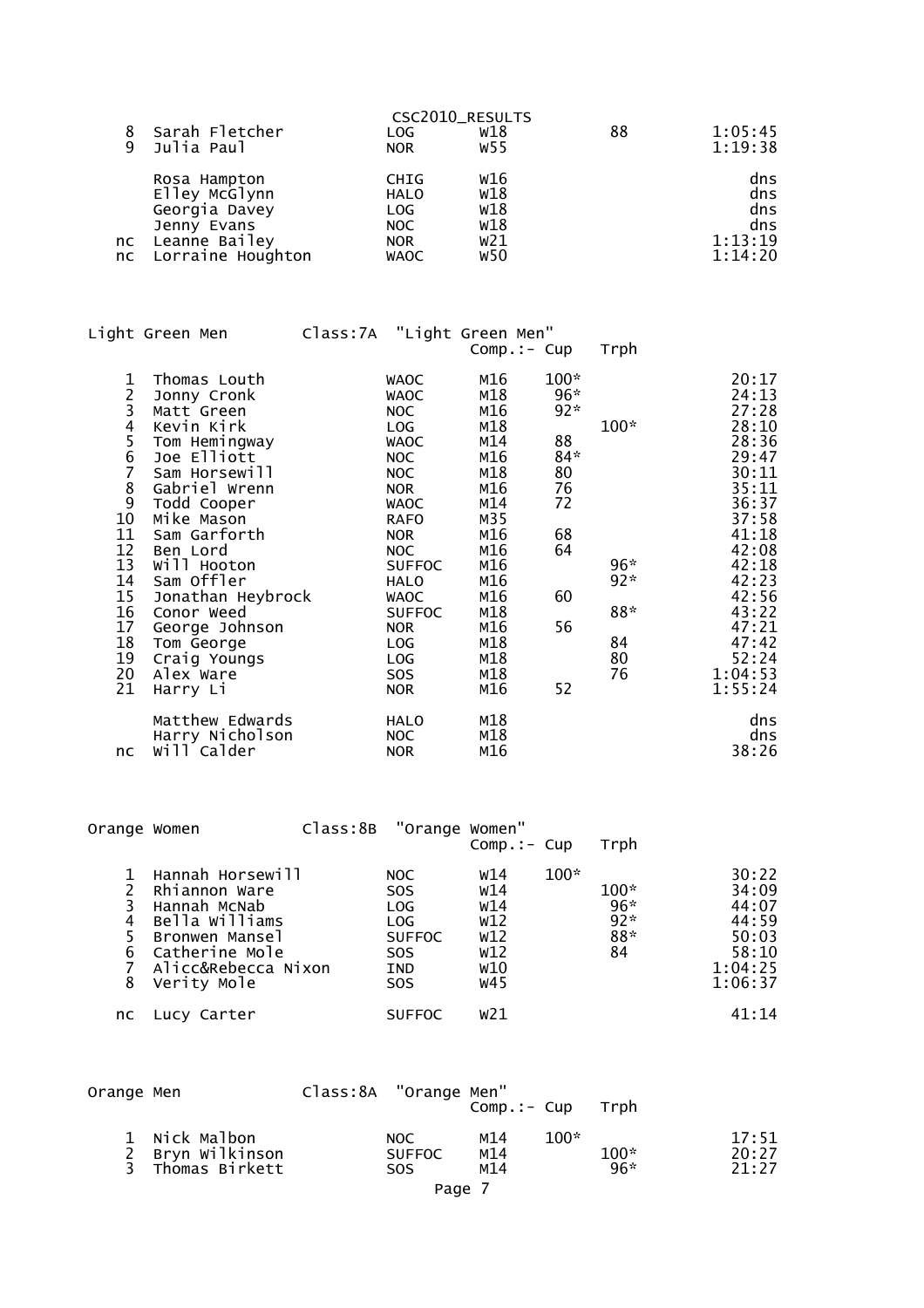CSC2010_RESULTS

| Pos | Name | Club | Class | Cup | Trph | Time |
|---|---|---|---|---|---|---|
| 8 | Sarah Fletcher | LOG | W18 | | 88 | 1:05:45 |
| 9 | Julia Paul | NOR | W55 | | | 1:19:38 |
| | Rosa Hampton | CHIG | W16 | | | dns |
| | Elley McGlynn | HALO | W18 | | | dns |
| | Georgia Davey | LOG | W18 | | | dns |
| | Jenny Evans | NOC | W18 | | | dns |
| nc | Leanne Bailey | NOR | W21 | | | 1:13:19 |
| nc | Lorraine Houghton | WAOC | W50 | | | 1:14:20 |

## Light Green Men    Class:7A "Light Green Men"

| Pos | Name | Club | Comp.:- | Cup | Trph | Time |
|---|---|---|---|---|---|---|
| 1 | Thomas Louth | WAOC | M16 | 100* | | 20:17 |
| 2 | Jonny Cronk | WAOC | M18 | 96* | | 24:13 |
| 3 | Matt Green | NOC | M16 | 92* | | 27:28 |
| 4 | Kevin Kirk | LOG | M18 | | 100* | 28:10 |
| 5 | Tom Hemingway | WAOC | M14 | 88 | | 28:36 |
| 6 | Joe Elliott | NOC | M16 | 84* | | 29:47 |
| 7 | Sam Horsewill | NOC | M18 | 80 | | 30:11 |
| 8 | Gabriel Wrenn | NOR | M16 | 76 | | 35:11 |
| 9 | Todd Cooper | WAOC | M14 | 72 | | 36:37 |
| 10 | Mike Mason | RAFO | M35 | | | 37:58 |
| 11 | Sam Garforth | NOR | M16 | 68 | | 41:18 |
| 12 | Ben Lord | NOC | M16 | 64 | | 42:08 |
| 13 | Will Hooton | SUFFOC | M16 | | 96* | 42:18 |
| 14 | Sam Offler | HALO | M16 | | 92* | 42:23 |
| 15 | Jonathan Heybrock | WAOC | M16 | 60 | | 42:56 |
| 16 | Conor Weed | SUFFOC | M18 | | 88* | 43:22 |
| 17 | George Johnson | NOR | M16 | 56 | | 47:21 |
| 18 | Tom George | LOG | M18 | | 84 | 47:42 |
| 19 | Craig Youngs | LOG | M18 | | 80 | 52:24 |
| 20 | Alex Ware | SOS | M18 | | 76 | 1:04:53 |
| 21 | Harry Li | NOR | M16 | 52 | | 1:55:24 |
| | Matthew Edwards | HALO | M18 | | | dns |
| | Harry Nicholson | NOC | M18 | | | dns |
| nc | Will Calder | NOR | M16 | | | 38:26 |

## Orange Women    Class:8B "Orange Women"

| Pos | Name | Club | Comp.:- | Cup | Trph | Time |
|---|---|---|---|---|---|---|
| 1 | Hannah Horsewill | NOC | W14 | 100* | | 30:22 |
| 2 | Rhiannon Ware | SOS | W14 | | 100* | 34:09 |
| 3 | Hannah McNab | LOG | W14 | | 96* | 44:07 |
| 4 | Bella Williams | LOG | W12 | | 92* | 44:59 |
| 5 | Bronwen Mansel | SUFFOC | W12 | | 88* | 50:03 |
| 6 | Catherine Mole | SOS | W12 | | 84 | 58:10 |
| 7 | Alicc&Rebecca Nixon | IND | W10 | | | 1:04:25 |
| 8 | Verity Mole | SOS | W45 | | | 1:06:37 |
| nc | Lucy Carter | SUFFOC | W21 | | | 41:14 |

## Orange Men    Class:8A "Orange Men"

| Pos | Name | Club | Comp.:- | Cup | Trph | Time |
|---|---|---|---|---|---|---|
| 1 | Nick Malbon | NOC | M14 | 100* | | 17:51 |
| 2 | Bryn Wilkinson | SUFFOC | M14 | | 100* | 20:27 |
| 3 | Thomas Birkett | SOS | M14 | | 96* | 21:27 |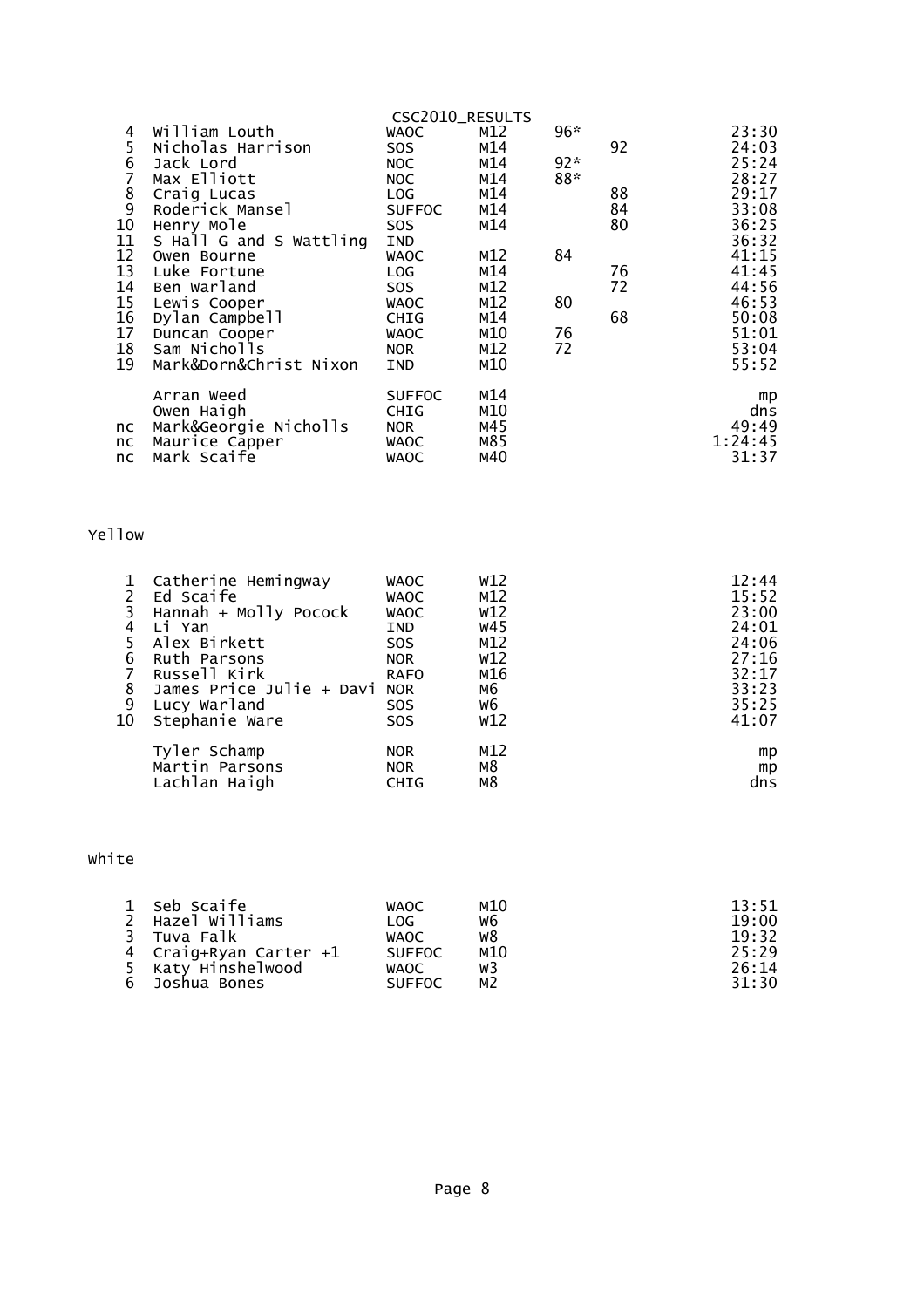CSC2010_RESULTS

| | | | | | | |
|---|---|---|---|---|---|---|
| 4 | William Louth | WAOC | M12 | 96* | | 23:30 |
| 5 | Nicholas Harrison | SOS | M14 | | 92 | 24:03 |
| 6 | Jack Lord | NOC | M14 | 92* | | 25:24 |
| 7 | Max Elliott | NOC | M14 | 88* | | 28:27 |
| 8 | Craig Lucas | LOG | M14 | | 88 | 29:17 |
| 9 | Roderick Mansel | SUFFOC | M14 | | 84 | 33:08 |
| 10 | Henry Mole | SOS | M14 | | 80 | 36:25 |
| 11 | S Hall G and S Wattling | IND | | | | 36:32 |
| 12 | Owen Bourne | WAOC | M12 | 84 | | 41:15 |
| 13 | Luke Fortune | LOG | M14 | | 76 | 41:45 |
| 14 | Ben Warland | SOS | M12 | | 72 | 44:56 |
| 15 | Lewis Cooper | WAOC | M12 | 80 | | 46:53 |
| 16 | Dylan Campbell | CHIG | M14 | | 68 | 50:08 |
| 17 | Duncan Cooper | WAOC | M10 | 76 | | 51:01 |
| 18 | Sam Nicholls | NOR | M12 | 72 | | 53:04 |
| 19 | Mark&Dorn&Christ Nixon | IND | M10 | | | 55:52 |
| | Arran Weed | SUFFOC | M14 | | | mp |
| | Owen Haigh | CHIG | M10 | | | dns |
| nc | Mark&Georgie Nicholls | NOR | M45 | | | 49:49 |
| nc | Maurice Capper | WAOC | M85 | | | 1:24:45 |
| nc | Mark Scaife | WAOC | M40 | | | 31:37 |

Yellow

| | | | | |
|---|---|---|---|---|
| 1 | Catherine Hemingway | WAOC | W12 | 12:44 |
| 2 | Ed Scaife | WAOC | M12 | 15:52 |
| 3 | Hannah + Molly Pocock | WAOC | W12 | 23:00 |
| 4 | Li Yan | IND | W45 | 24:01 |
| 5 | Alex Birkett | SOS | M12 | 24:06 |
| 6 | Ruth Parsons | NOR | W12 | 27:16 |
| 7 | Russell Kirk | RAFO | M16 | 32:17 |
| 8 | James Price Julie + Davi | NOR | M6 | 33:23 |
| 9 | Lucy Warland | SOS | W6 | 35:25 |
| 10 | Stephanie Ware | SOS | W12 | 41:07 |
| | Tyler Schamp | NOR | M12 | mp |
| | Martin Parsons | NOR | M8 | mp |
| | Lachlan Haigh | CHIG | M8 | dns |

White

| | | | | |
|---|---|---|---|---|
| 1 | Seb Scaife | WAOC | M10 | 13:51 |
| 2 | Hazel Williams | LOG | W6 | 19:00 |
| 3 | Tuva Falk | WAOC | W8 | 19:32 |
| 4 | Craig+Ryan Carter +1 | SUFFOC | M10 | 25:29 |
| 5 | Katy Hinshelwood | WAOC | W3 | 26:14 |
| 6 | Joshua Bones | SUFFOC | M2 | 31:30 |